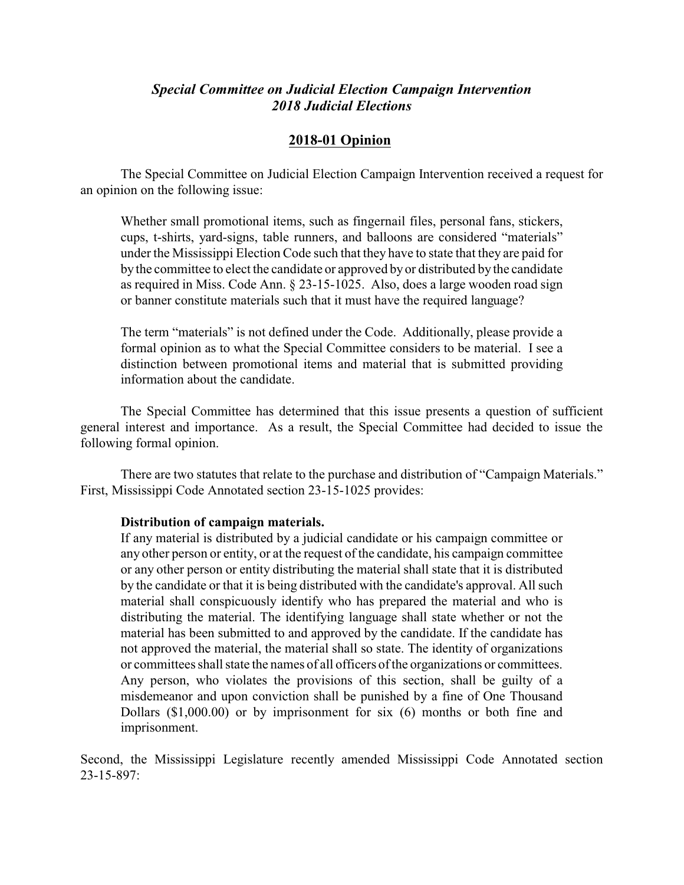## *Special Committee on Judicial Election Campaign Intervention*
## *2018 Judicial Elections*

### 2018-01 Opinion

The Special Committee on Judicial Election Campaign Intervention received a request for an opinion on the following issue:

> Whether small promotional items, such as fingernail files, personal fans, stickers, cups, t-shirts, yard-signs, table runners, and balloons are considered "materials" under the Mississippi Election Code such that they have to state that they are paid for by the committee to elect the candidate or approved by or distributed by the candidate as required in Miss. Code Ann. § 23-15-1025. Also, does a large wooden road sign or banner constitute materials such that it must have the required language?
>
> The term "materials" is not defined under the Code. Additionally, please provide a formal opinion as to what the Special Committee considers to be material. I see a distinction between promotional items and material that is submitted providing information about the candidate.

The Special Committee has determined that this issue presents a question of sufficient general interest and importance. As a result, the Special Committee had decided to issue the following formal opinion.

There are two statutes that relate to the purchase and distribution of "Campaign Materials." First, Mississippi Code Annotated section 23-15-1025 provides:

> **Distribution of campaign materials.**
> If any material is distributed by a judicial candidate or his campaign committee or any other person or entity, or at the request of the candidate, his campaign committee or any other person or entity distributing the material shall state that it is distributed by the candidate or that it is being distributed with the candidate's approval. All such material shall conspicuously identify who has prepared the material and who is distributing the material. The identifying language shall state whether or not the material has been submitted to and approved by the candidate. If the candidate has not approved the material, the material shall so state. The identity of organizations or committees shall state the names of all officers of the organizations or committees. Any person, who violates the provisions of this section, shall be guilty of a misdemeanor and upon conviction shall be punished by a fine of One Thousand Dollars ($1,000.00) or by imprisonment for six (6) months or both fine and imprisonment.

Second, the Mississippi Legislature recently amended Mississippi Code Annotated section 23-15-897: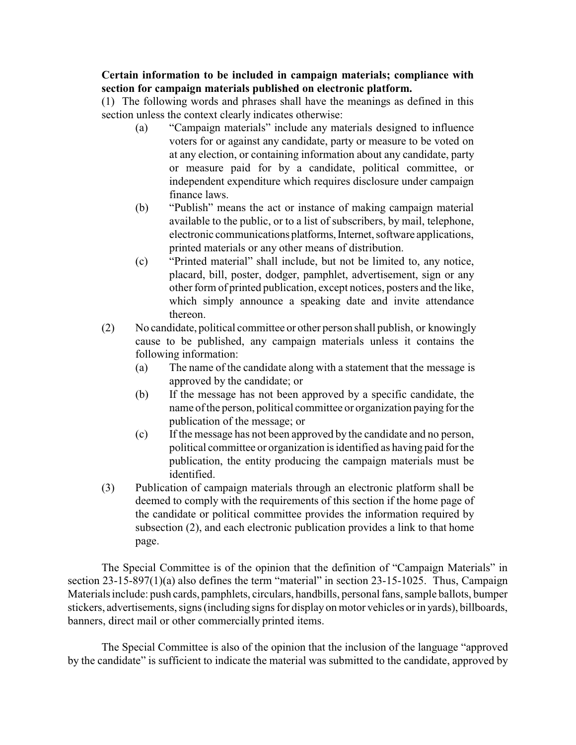**Certain information to be included in campaign materials; compliance with section for campaign materials published on electronic platform.**

(1) The following words and phrases shall have the meanings as defined in this section unless the context clearly indicates otherwise:

   (a) "Campaign materials" include any materials designed to influence voters for or against any candidate, party or measure to be voted on at any election, or containing information about any candidate, party or measure paid for by a candidate, political committee, or independent expenditure which requires disclosure under campaign finance laws.

   (b) "Publish" means the act or instance of making campaign material available to the public, or to a list of subscribers, by mail, telephone, electronic communications platforms, Internet, software applications, printed materials or any other means of distribution.

   (c) "Printed material" shall include, but not be limited to, any notice, placard, bill, poster, dodger, pamphlet, advertisement, sign or any other form of printed publication, except notices, posters and the like, which simply announce a speaking date and invite attendance thereon.

(2) No candidate, political committee or other person shall publish, or knowingly cause to be published, any campaign materials unless it contains the following information:

   (a) The name of the candidate along with a statement that the message is approved by the candidate; or

   (b) If the message has not been approved by a specific candidate, the name of the person, political committee or organization paying for the publication of the message; or

   (c) If the message has not been approved by the candidate and no person, political committee or organization is identified as having paid for the publication, the entity producing the campaign materials must be identified.

(3) Publication of campaign materials through an electronic platform shall be deemed to comply with the requirements of this section if the home page of the candidate or political committee provides the information required by subsection (2), and each electronic publication provides a link to that home page.

The Special Committee is of the opinion that the definition of "Campaign Materials" in section 23-15-897(1)(a) also defines the term "material" in section 23-15-1025. Thus, Campaign Materials include: push cards, pamphlets, circulars, handbills, personal fans, sample ballots, bumper stickers, advertisements, signs (including signs for display on motor vehicles or in yards), billboards, banners, direct mail or other commercially printed items.

The Special Committee is also of the opinion that the inclusion of the language "approved by the candidate" is sufficient to indicate the material was submitted to the candidate, approved by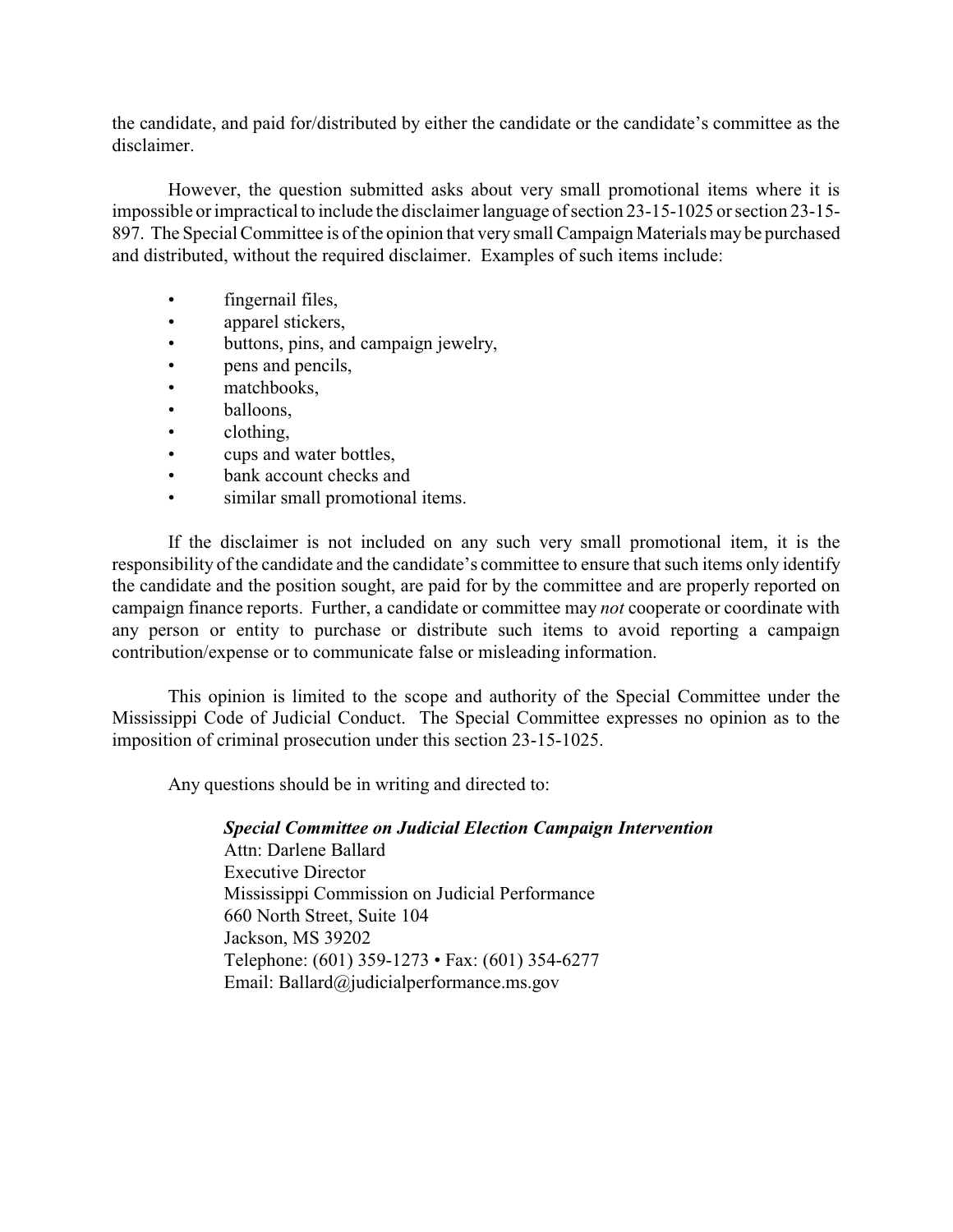the candidate, and paid for/distributed by either the candidate or the candidate's committee as the disclaimer.

However, the question submitted asks about very small promotional items where it is impossible or impractical to include the disclaimer language of section 23-15-1025 or section 23-15-897. The Special Committee is of the opinion that very small Campaign Materials may be purchased and distributed, without the required disclaimer. Examples of such items include:

- fingernail files,
- apparel stickers,
- buttons, pins, and campaign jewelry,
- pens and pencils,
- matchbooks,
- balloons,
- clothing,
- cups and water bottles,
- bank account checks and
- similar small promotional items.

If the disclaimer is not included on any such very small promotional item, it is the responsibility of the candidate and the candidate's committee to ensure that such items only identify the candidate and the position sought, are paid for by the committee and are properly reported on campaign finance reports. Further, a candidate or committee may *not* cooperate or coordinate with any person or entity to purchase or distribute such items to avoid reporting a campaign contribution/expense or to communicate false or misleading information.

This opinion is limited to the scope and authority of the Special Committee under the Mississippi Code of Judicial Conduct. The Special Committee expresses no opinion as to the imposition of criminal prosecution under this section 23-15-1025.

Any questions should be in writing and directed to:

***Special Committee on Judicial Election Campaign Intervention***
Attn: Darlene Ballard
Executive Director
Mississippi Commission on Judicial Performance
660 North Street, Suite 104
Jackson, MS 39202
Telephone: (601) 359-1273 • Fax: (601) 354-6277
Email: Ballard@judicialperformance.ms.gov